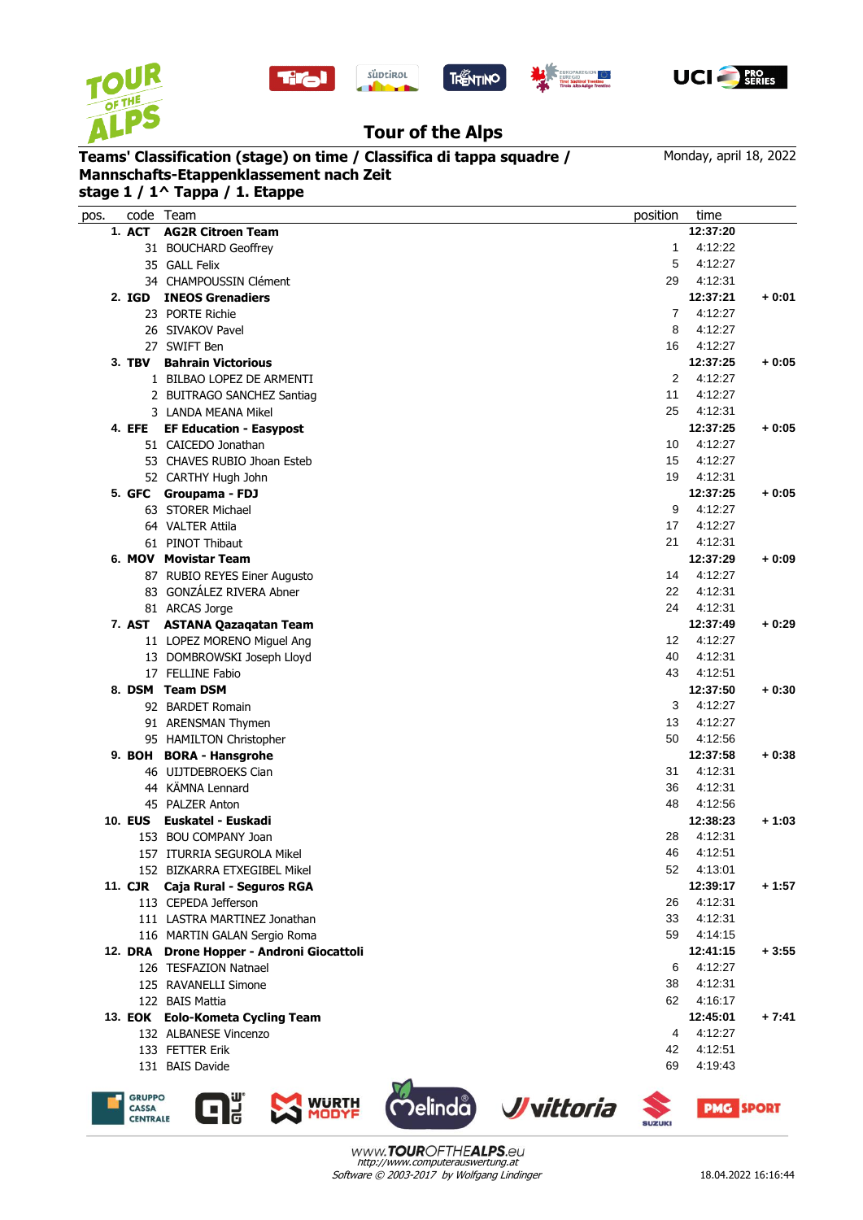# Tour of the Alps

**Teams' Classification (stage) on time / Classifica di tappa squadre / Mannschafts-Etappenklassement nach Zeit**

**stage 1 / 1^ Tappa / 1. Etappe**

Monday, april 18, 2022

| pos. | code | Team | position | time | |
|---|---|---|---|---|---|
| **1.** | **ACT** | **AG2R Citroen Team** | | **12:37:20** | |
| | 31 | BOUCHARD Geoffrey | 1 | 4:12:22 | |
| | 35 | GALL Felix | 5 | 4:12:27 | |
| | 34 | CHAMPOUSSIN Clément | 29 | 4:12:31 | |
| **2.** | **IGD** | **INEOS Grenadiers** | | **12:37:21** | **+ 0:01** |
| | 23 | PORTE Richie | 7 | 4:12:27 | |
| | 26 | SIVAKOV Pavel | 8 | 4:12:27 | |
| | 27 | SWIFT Ben | 16 | 4:12:27 | |
| **3.** | **TBV** | **Bahrain Victorious** | | **12:37:25** | **+ 0:05** |
| | 1 | BILBAO LOPEZ DE ARMENTI | 2 | 4:12:27 | |
| | 2 | BUITRAGO SANCHEZ Santiag | 11 | 4:12:27 | |
| | 3 | LANDA MEANA Mikel | 25 | 4:12:31 | |
| **4.** | **EFE** | **EF Education - Easypost** | | **12:37:25** | **+ 0:05** |
| | 51 | CAICEDO Jonathan | 10 | 4:12:27 | |
| | 53 | CHAVES RUBIO Jhoan Esteb | 15 | 4:12:27 | |
| | 52 | CARTHY Hugh John | 19 | 4:12:31 | |
| **5.** | **GFC** | **Groupama - FDJ** | | **12:37:25** | **+ 0:05** |
| | 63 | STORER Michael | 9 | 4:12:27 | |
| | 64 | VALTER Attila | 17 | 4:12:27 | |
| | 61 | PINOT Thibaut | 21 | 4:12:31 | |
| **6.** | **MOV** | **Movistar Team** | | **12:37:29** | **+ 0:09** |
| | 87 | RUBIO REYES Einer Augusto | 14 | 4:12:27 | |
| | 83 | GONZÁLEZ RIVERA Abner | 22 | 4:12:31 | |
| | 81 | ARCAS Jorge | 24 | 4:12:31 | |
| **7.** | **AST** | **ASTANA Qazaqatan Team** | | **12:37:49** | **+ 0:29** |
| | 11 | LOPEZ MORENO Miguel Ang | 12 | 4:12:27 | |
| | 13 | DOMBROWSKI Joseph Lloyd | 40 | 4:12:31 | |
| | 17 | FELLINE Fabio | 43 | 4:12:51 | |
| **8.** | **DSM** | **Team DSM** | | **12:37:50** | **+ 0:30** |
| | 92 | BARDET Romain | 3 | 4:12:27 | |
| | 91 | ARENSMAN Thymen | 13 | 4:12:27 | |
| | 95 | HAMILTON Christopher | 50 | 4:12:56 | |
| **9.** | **BOH** | **BORA - Hansgrohe** | | **12:37:58** | **+ 0:38** |
| | 46 | UIJTDEBROEKS Cian | 31 | 4:12:31 | |
| | 44 | KÄMNA Lennard | 36 | 4:12:31 | |
| | 45 | PALZER Anton | 48 | 4:12:56 | |
| **10.** | **EUS** | **Euskatel - Euskadi** | | **12:38:23** | **+ 1:03** |
| | 153 | BOU COMPANY Joan | 28 | 4:12:31 | |
| | 157 | ITURRIA SEGUROLA Mikel | 46 | 4:12:51 | |
| | 152 | BIZKARRA ETXEGIBEL Mikel | 52 | 4:13:01 | |
| **11.** | **CJR** | **Caja Rural - Seguros RGA** | | **12:39:17** | **+ 1:57** |
| | 113 | CEPEDA Jefferson | 26 | 4:12:31 | |
| | 111 | LASTRA MARTINEZ Jonathan | 33 | 4:12:31 | |
| | 116 | MARTIN GALAN Sergio Roma | 59 | 4:14:15 | |
| **12.** | **DRA** | **Drone Hopper - Androni Giocattoli** | | **12:41:15** | **+ 3:55** |
| | 126 | TESFAZION Natnael | 6 | 4:12:27 | |
| | 125 | RAVANELLI Simone | 38 | 4:12:31 | |
| | 122 | BAIS Mattia | 62 | 4:16:17 | |
| **13.** | **EOK** | **Eolo-Kometa Cycling Team** | | **12:45:01** | **+ 7:41** |
| | 132 | ALBANESE Vincenzo | 4 | 4:12:27 | |
| | 133 | FETTER Erik | 42 | 4:12:51 | |
| | 131 | BAIS Davide | 69 | 4:19:43 | |

www.TOUROFTHEALPS.eu
*http://www.computerauswertung.at*
*Software © 2003-2017 by Wolfgang Lindinger*

18.04.2022 16:16:44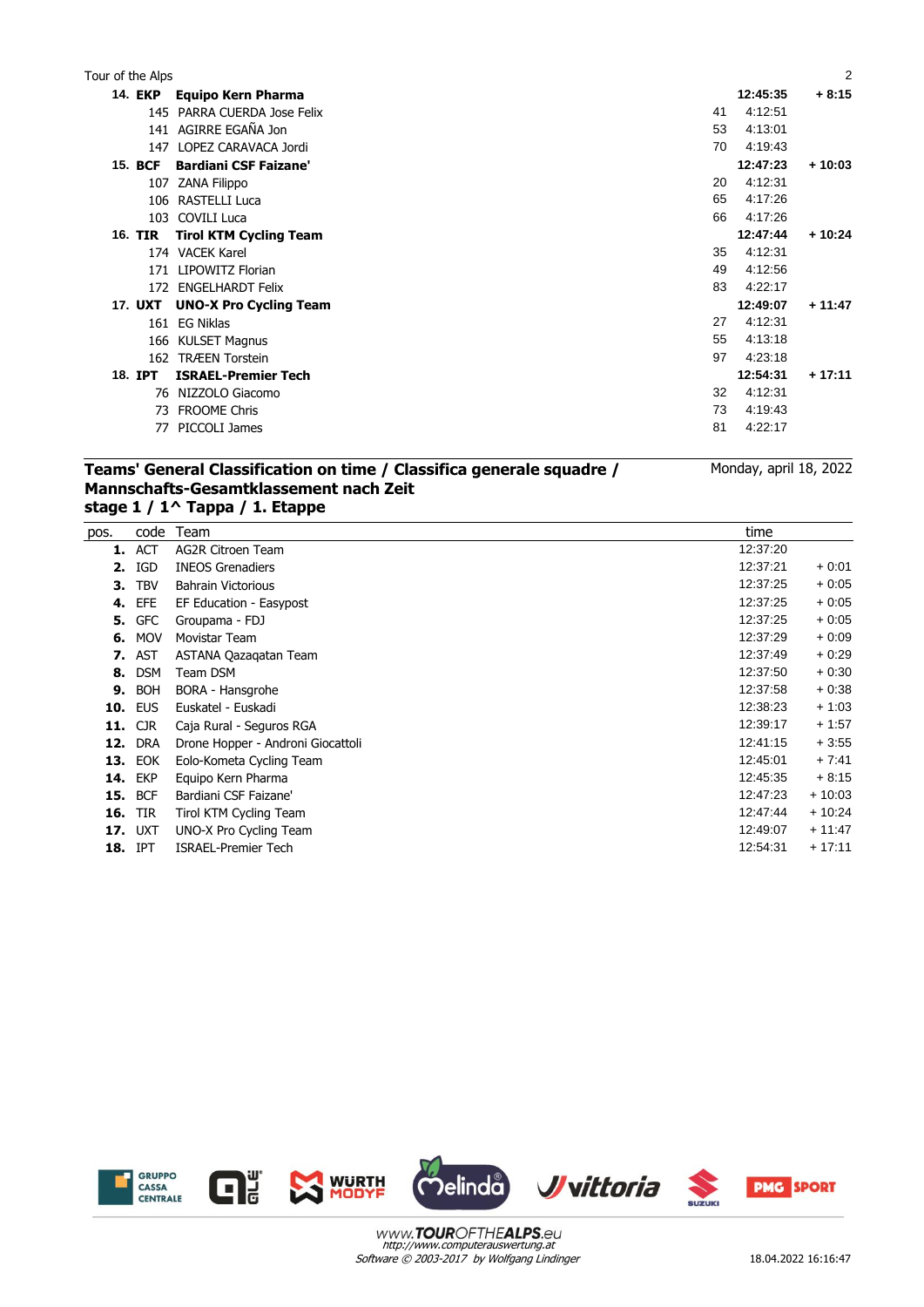| | | | | | | |
|---|---|---|---|---|---|---|
| **14.** | **EKP** | **Equipo Kern Pharma** | | | **12:45:35** | **+ 8:15** |
| | 145 | PARRA CUERDA Jose Felix | | 41 | 4:12:51 | |
| | 141 | AGIRRE EGAÑA Jon | | 53 | 4:13:01 | |
| | 147 | LOPEZ CARAVACA Jordi | | 70 | 4:19:43 | |
| **15.** | **BCF** | **Bardiani CSF Faizane'** | | | **12:47:23** | **+ 10:03** |
| | 107 | ZANA Filippo | | 20 | 4:12:31 | |
| | 106 | RASTELLI Luca | | 65 | 4:17:26 | |
| | 103 | COVILI Luca | | 66 | 4:17:26 | |
| **16.** | **TIR** | **Tirol KTM Cycling Team** | | | **12:47:44** | **+ 10:24** |
| | 174 | VACEK Karel | | 35 | 4:12:31 | |
| | 171 | LIPOWITZ Florian | | 49 | 4:12:56 | |
| | 172 | ENGELHARDT Felix | | 83 | 4:22:17 | |
| **17.** | **UXT** | **UNO-X Pro Cycling Team** | | | **12:49:07** | **+ 11:47** |
| | 161 | EG Niklas | | 27 | 4:12:31 | |
| | 166 | KULSET Magnus | | 55 | 4:13:18 | |
| | 162 | TRÆEN Torstein | | 97 | 4:23:18 | |
| **18.** | **IPT** | **ISRAEL-Premier Tech** | | | **12:54:31** | **+ 17:11** |
| | 76 | NIZZOLO Giacomo | | 32 | 4:12:31 | |
| | 73 | FROOME Chris | | 73 | 4:19:43 | |
| | 77 | PICCOLI James | | 81 | 4:22:17 | |

## Teams' General Classification on time / Classifica generale squadre / Mannschafts-Gesamtklassement nach Zeit
## stage 1 / 1^ Tappa / 1. Etappe

Monday, april 18, 2022

| pos. | code | Team | time | |
|---|---|---|---|---|
| **1.** | ACT | AG2R Citroen Team | 12:37:20 | |
| **2.** | IGD | INEOS Grenadiers | 12:37:21 | + 0:01 |
| **3.** | TBV | Bahrain Victorious | 12:37:25 | + 0:05 |
| **4.** | EFE | EF Education - Easypost | 12:37:25 | + 0:05 |
| **5.** | GFC | Groupama - FDJ | 12:37:25 | + 0:05 |
| **6.** | MOV | Movistar Team | 12:37:29 | + 0:09 |
| **7.** | AST | ASTANA Qazaqatan Team | 12:37:49 | + 0:29 |
| **8.** | DSM | Team DSM | 12:37:50 | + 0:30 |
| **9.** | BOH | BORA - Hansgrohe | 12:37:58 | + 0:38 |
| **10.** | EUS | Euskatel - Euskadi | 12:38:23 | + 1:03 |
| **11.** | CJR | Caja Rural - Seguros RGA | 12:39:17 | + 1:57 |
| **12.** | DRA | Drone Hopper - Androni Giocattoli | 12:41:15 | + 3:55 |
| **13.** | EOK | Eolo-Kometa Cycling Team | 12:45:01 | + 7:41 |
| **14.** | EKP | Equipo Kern Pharma | 12:45:35 | + 8:15 |
| **15.** | BCF | Bardiani CSF Faizane' | 12:47:23 | + 10:03 |
| **16.** | TIR | Tirol KTM Cycling Team | 12:47:44 | + 10:24 |
| **17.** | UXT | UNO-X Pro Cycling Team | 12:49:07 | + 11:47 |
| **18.** | IPT | ISRAEL-Premier Tech | 12:54:31 | + 17:11 |